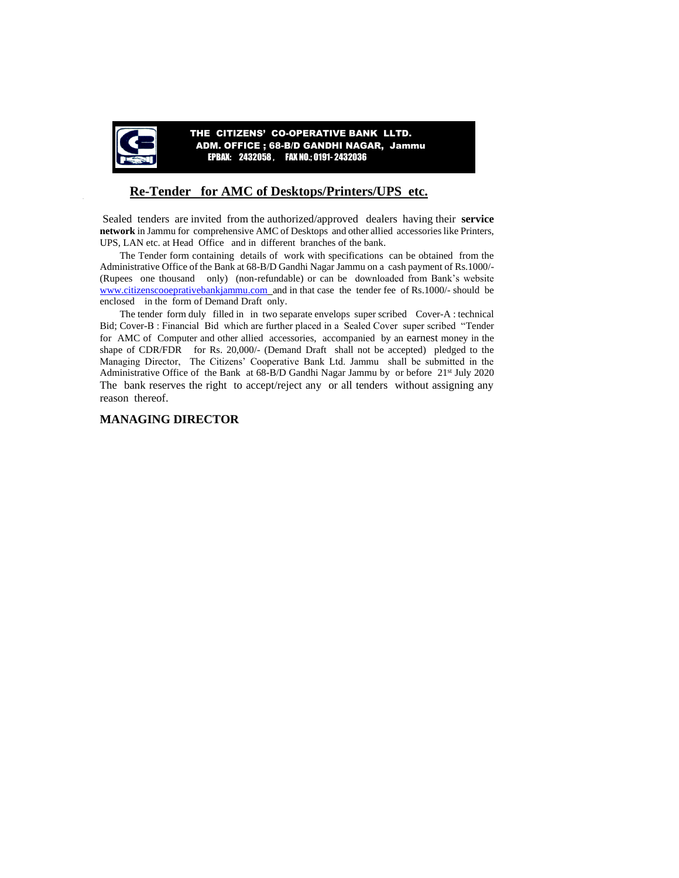**THE CITIZENS' CO-OPERATIVE BANK LLTD.**
**ADM. OFFICE ; 68-B/D GANDHI NAGAR, Jammu**
**EPBAX: 2432058 , FAX NO.; 0191- 2432036**

## Re-Tender for AMC of Desktops/Printers/UPS etc.

Sealed tenders are invited from the authorized/approved dealers having their **service network** in Jammu for comprehensive AMC of Desktops and other allied accessories like Printers, UPS, LAN etc. at Head Office and in different branches of the bank.

The Tender form containing details of work with specifications can be obtained from the Administrative Office of the Bank at 68-B/D Gandhi Nagar Jammu on a cash payment of Rs.1000/- (Rupees one thousand only) (non-refundable) or can be downloaded from Bank's website www.citizenscooeprativebankjammu.com and in that case the tender fee of Rs.1000/- should be enclosed in the form of Demand Draft only.

The tender form duly filled in in two separate envelops super scribed Cover-A : technical Bid; Cover-B : Financial Bid which are further placed in a Sealed Cover super scribed "Tender for AMC of Computer and other allied accessories, accompanied by an earnest money in the shape of CDR/FDR for Rs. 20,000/- (Demand Draft shall not be accepted) pledged to the Managing Director, The Citizens' Cooperative Bank Ltd. Jammu shall be submitted in the Administrative Office of the Bank at 68-B/D Gandhi Nagar Jammu by or before 21st July 2020 The bank reserves the right to accept/reject any or all tenders without assigning any reason thereof.

**MANAGING DIRECTOR**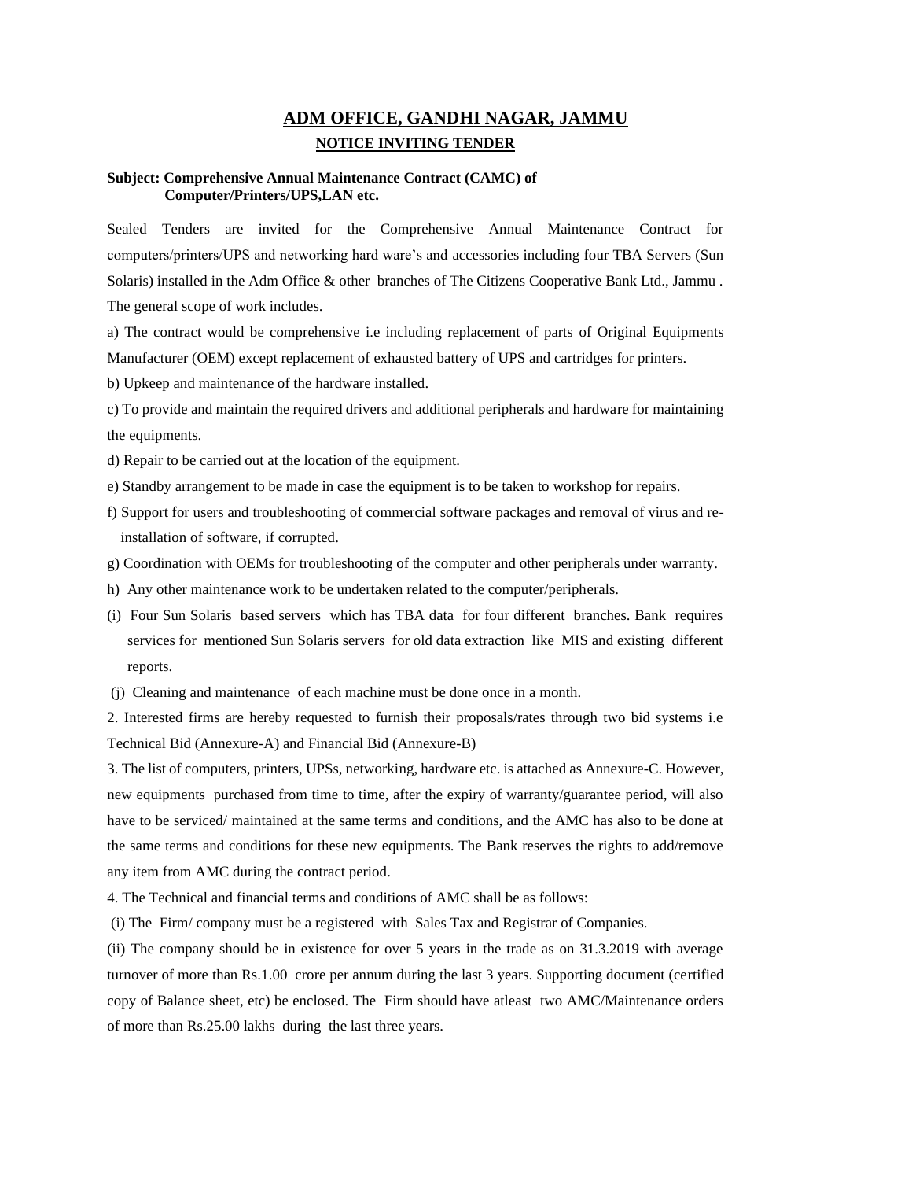## ADM OFFICE, GANDHI NAGAR, JAMMU

### NOTICE INVITING TENDER

**Subject: Comprehensive Annual Maintenance Contract (CAMC) of Computer/Printers/UPS,LAN etc.**

Sealed Tenders are invited for the Comprehensive Annual Maintenance Contract for computers/printers/UPS and networking hard ware's and accessories including four TBA Servers (Sun Solaris) installed in the Adm Office & other branches of The Citizens Cooperative Bank Ltd., Jammu . The general scope of work includes.

a) The contract would be comprehensive i.e including replacement of parts of Original Equipments Manufacturer (OEM) except replacement of exhausted battery of UPS and cartridges for printers.

b) Upkeep and maintenance of the hardware installed.

c) To provide and maintain the required drivers and additional peripherals and hardware for maintaining the equipments.

d) Repair to be carried out at the location of the equipment.

e) Standby arrangement to be made in case the equipment is to be taken to workshop for repairs.

f) Support for users and troubleshooting of commercial software packages and removal of virus and re-installation of software, if corrupted.

g) Coordination with OEMs for troubleshooting of the computer and other peripherals under warranty.

h) Any other maintenance work to be undertaken related to the computer/peripherals.

(i) Four Sun Solaris based servers which has TBA data for four different branches. Bank requires services for mentioned Sun Solaris servers for old data extraction like MIS and existing different reports.

(j) Cleaning and maintenance of each machine must be done once in a month.

2. Interested firms are hereby requested to furnish their proposals/rates through two bid systems i.e Technical Bid (Annexure-A) and Financial Bid (Annexure-B)

3. The list of computers, printers, UPSs, networking, hardware etc. is attached as Annexure-C. However, new equipments purchased from time to time, after the expiry of warranty/guarantee period, will also have to be serviced/ maintained at the same terms and conditions, and the AMC has also to be done at the same terms and conditions for these new equipments. The Bank reserves the rights to add/remove any item from AMC during the contract period.

4. The Technical and financial terms and conditions of AMC shall be as follows:

(i) The Firm/ company must be a registered with Sales Tax and Registrar of Companies.

(ii) The company should be in existence for over 5 years in the trade as on 31.3.2019 with average turnover of more than Rs.1.00 crore per annum during the last 3 years. Supporting document (certified copy of Balance sheet, etc) be enclosed. The Firm should have atleast two AMC/Maintenance orders of more than Rs.25.00 lakhs during the last three years.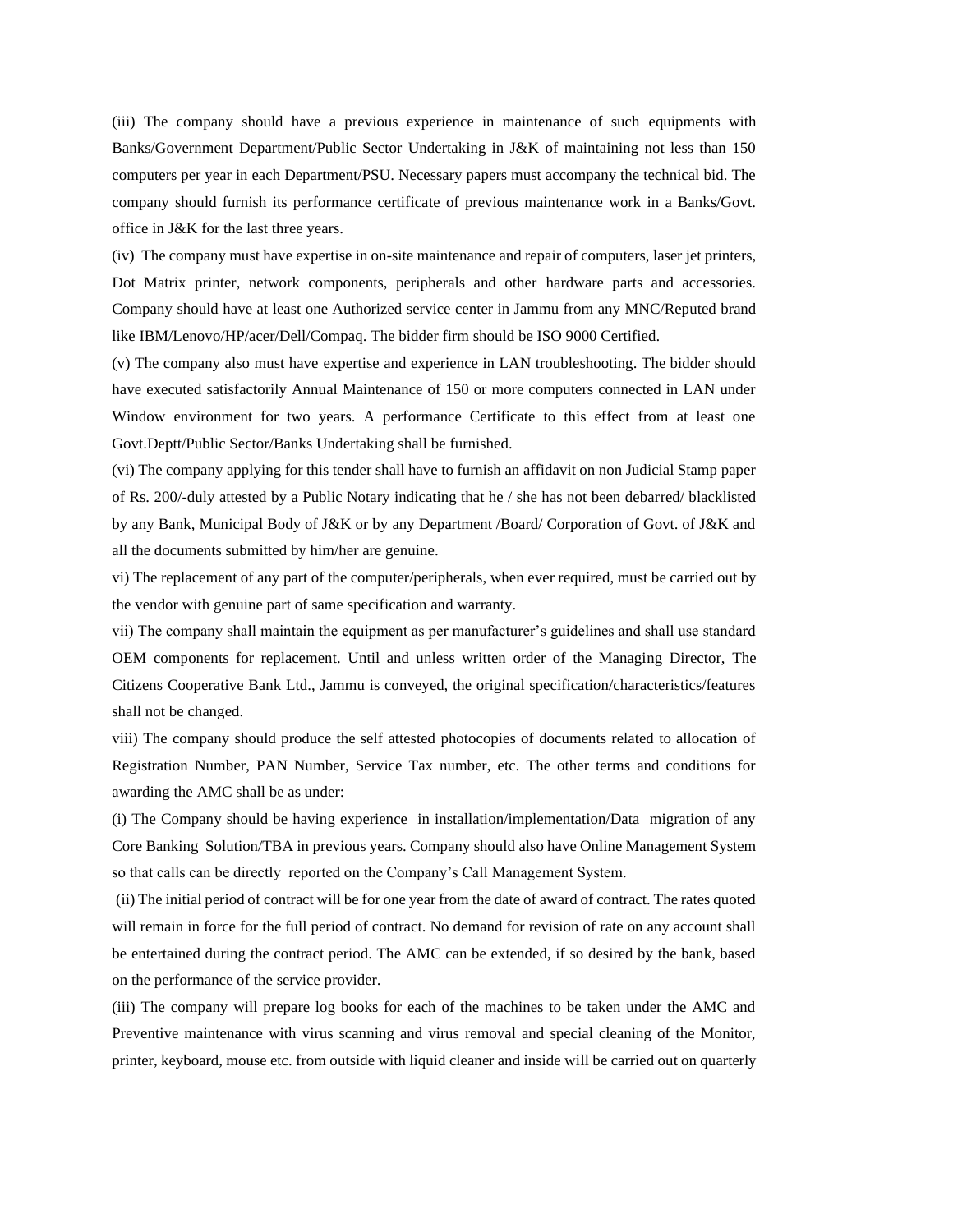(iii) The company should have a previous experience in maintenance of such equipments with Banks/Government Department/Public Sector Undertaking in J&K of maintaining not less than 150 computers per year in each Department/PSU. Necessary papers must accompany the technical bid. The company should furnish its performance certificate of previous maintenance work in a Banks/Govt. office in J&K for the last three years.

(iv) The company must have expertise in on-site maintenance and repair of computers, laser jet printers, Dot Matrix printer, network components, peripherals and other hardware parts and accessories. Company should have at least one Authorized service center in Jammu from any MNC/Reputed brand like IBM/Lenovo/HP/acer/Dell/Compaq. The bidder firm should be ISO 9000 Certified.

(v) The company also must have expertise and experience in LAN troubleshooting. The bidder should have executed satisfactorily Annual Maintenance of 150 or more computers connected in LAN under Window environment for two years. A performance Certificate to this effect from at least one Govt.Deptt/Public Sector/Banks Undertaking shall be furnished.

(vi) The company applying for this tender shall have to furnish an affidavit on non Judicial Stamp paper of Rs. 200/-duly attested by a Public Notary indicating that he / she has not been debarred/ blacklisted by any Bank, Municipal Body of J&K or by any Department /Board/ Corporation of Govt. of J&K and all the documents submitted by him/her are genuine.

vi) The replacement of any part of the computer/peripherals, when ever required, must be carried out by the vendor with genuine part of same specification and warranty.

vii) The company shall maintain the equipment as per manufacturer's guidelines and shall use standard OEM components for replacement. Until and unless written order of the Managing Director, The Citizens Cooperative Bank Ltd., Jammu is conveyed, the original specification/characteristics/features shall not be changed.

viii) The company should produce the self attested photocopies of documents related to allocation of Registration Number, PAN Number, Service Tax number, etc. The other terms and conditions for awarding the AMC shall be as under:

(i) The Company should be having experience in installation/implementation/Data migration of any Core Banking Solution/TBA in previous years. Company should also have Online Management System so that calls can be directly reported on the Company's Call Management System.

(ii) The initial period of contract will be for one year from the date of award of contract. The rates quoted will remain in force for the full period of contract. No demand for revision of rate on any account shall be entertained during the contract period. The AMC can be extended, if so desired by the bank, based on the performance of the service provider.

(iii) The company will prepare log books for each of the machines to be taken under the AMC and Preventive maintenance with virus scanning and virus removal and special cleaning of the Monitor, printer, keyboard, mouse etc. from outside with liquid cleaner and inside will be carried out on quarterly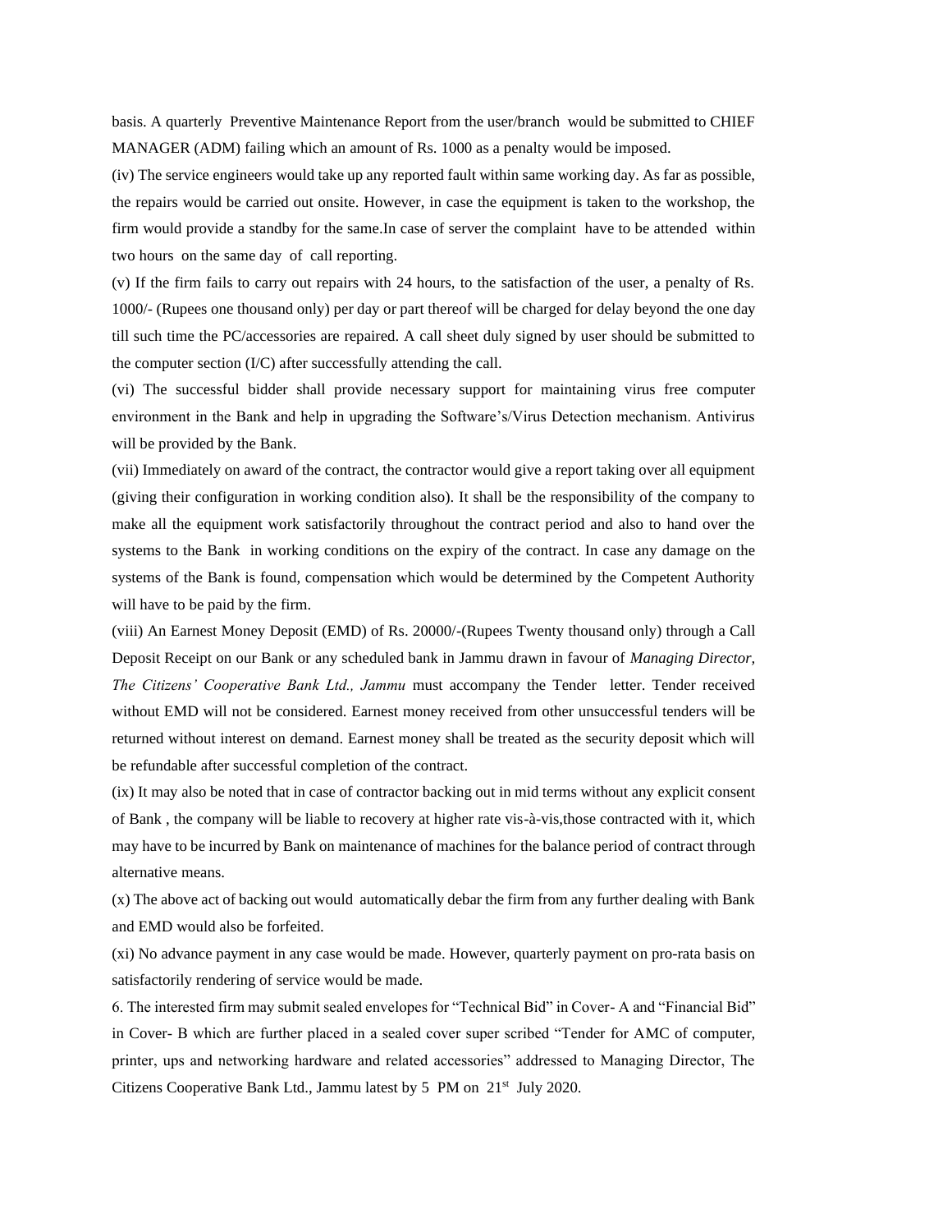basis. A quarterly Preventive Maintenance Report from the user/branch would be submitted to CHIEF MANAGER (ADM) failing which an amount of Rs. 1000 as a penalty would be imposed.

(iv) The service engineers would take up any reported fault within same working day. As far as possible, the repairs would be carried out onsite. However, in case the equipment is taken to the workshop, the firm would provide a standby for the same.In case of server the complaint have to be attended within two hours on the same day of call reporting.

(v) If the firm fails to carry out repairs with 24 hours, to the satisfaction of the user, a penalty of Rs. 1000/- (Rupees one thousand only) per day or part thereof will be charged for delay beyond the one day till such time the PC/accessories are repaired. A call sheet duly signed by user should be submitted to the computer section (I/C) after successfully attending the call.

(vi) The successful bidder shall provide necessary support for maintaining virus free computer environment in the Bank and help in upgrading the Software's/Virus Detection mechanism. Antivirus will be provided by the Bank.

(vii) Immediately on award of the contract, the contractor would give a report taking over all equipment (giving their configuration in working condition also). It shall be the responsibility of the company to make all the equipment work satisfactorily throughout the contract period and also to hand over the systems to the Bank in working conditions on the expiry of the contract. In case any damage on the systems of the Bank is found, compensation which would be determined by the Competent Authority will have to be paid by the firm.

(viii) An Earnest Money Deposit (EMD) of Rs. 20000/-(Rupees Twenty thousand only) through a Call Deposit Receipt on our Bank or any scheduled bank in Jammu drawn in favour of *Managing Director, The Citizens' Cooperative Bank Ltd., Jammu* must accompany the Tender letter. Tender received without EMD will not be considered. Earnest money received from other unsuccessful tenders will be returned without interest on demand. Earnest money shall be treated as the security deposit which will be refundable after successful completion of the contract.

(ix) It may also be noted that in case of contractor backing out in mid terms without any explicit consent of Bank , the company will be liable to recovery at higher rate vis-à-vis,those contracted with it, which may have to be incurred by Bank on maintenance of machines for the balance period of contract through alternative means.

(x) The above act of backing out would automatically debar the firm from any further dealing with Bank and EMD would also be forfeited.

(xi) No advance payment in any case would be made. However, quarterly payment on pro-rata basis on satisfactorily rendering of service would be made.

6. The interested firm may submit sealed envelopes for "Technical Bid" in Cover- A and "Financial Bid" in Cover- B which are further placed in a sealed cover super scribed "Tender for AMC of computer, printer, ups and networking hardware and related accessories" addressed to Managing Director, The Citizens Cooperative Bank Ltd., Jammu latest by 5 PM on 21st July 2020.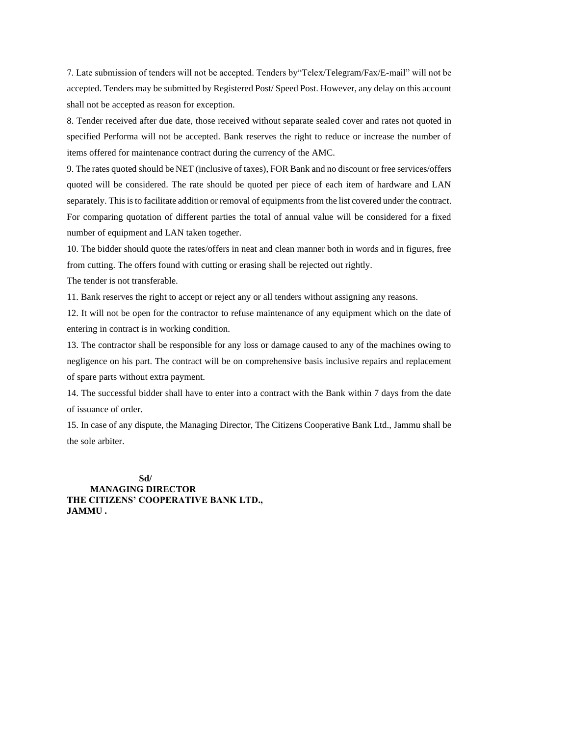7. Late submission of tenders will not be accepted. Tenders by"Telex/Telegram/Fax/E-mail" will not be accepted. Tenders may be submitted by Registered Post/ Speed Post. However, any delay on this account shall not be accepted as reason for exception.

8. Tender received after due date, those received without separate sealed cover and rates not quoted in specified Performa will not be accepted. Bank reserves the right to reduce or increase the number of items offered for maintenance contract during the currency of the AMC.

9. The rates quoted should be NET (inclusive of taxes), FOR Bank and no discount or free services/offers quoted will be considered. The rate should be quoted per piece of each item of hardware and LAN separately. This is to facilitate addition or removal of equipments from the list covered under the contract. For comparing quotation of different parties the total of annual value will be considered for a fixed number of equipment and LAN taken together.

10. The bidder should quote the rates/offers in neat and clean manner both in words and in figures, free from cutting. The offers found with cutting or erasing shall be rejected out rightly.

The tender is not transferable.

11. Bank reserves the right to accept or reject any or all tenders without assigning any reasons.

12. It will not be open for the contractor to refuse maintenance of any equipment which on the date of entering in contract is in working condition.

13. The contractor shall be responsible for any loss or damage caused to any of the machines owing to negligence on his part. The contract will be on comprehensive basis inclusive repairs and replacement of spare parts without extra payment.

14. The successful bidder shall have to enter into a contract with the Bank within 7 days from the date of issuance of order.

15. In case of any dispute, the Managing Director, The Citizens Cooperative Bank Ltd., Jammu shall be the sole arbiter.

**Sd/**
**MANAGING DIRECTOR**
**THE CITIZENS' COOPERATIVE BANK LTD.,**
**JAMMU .**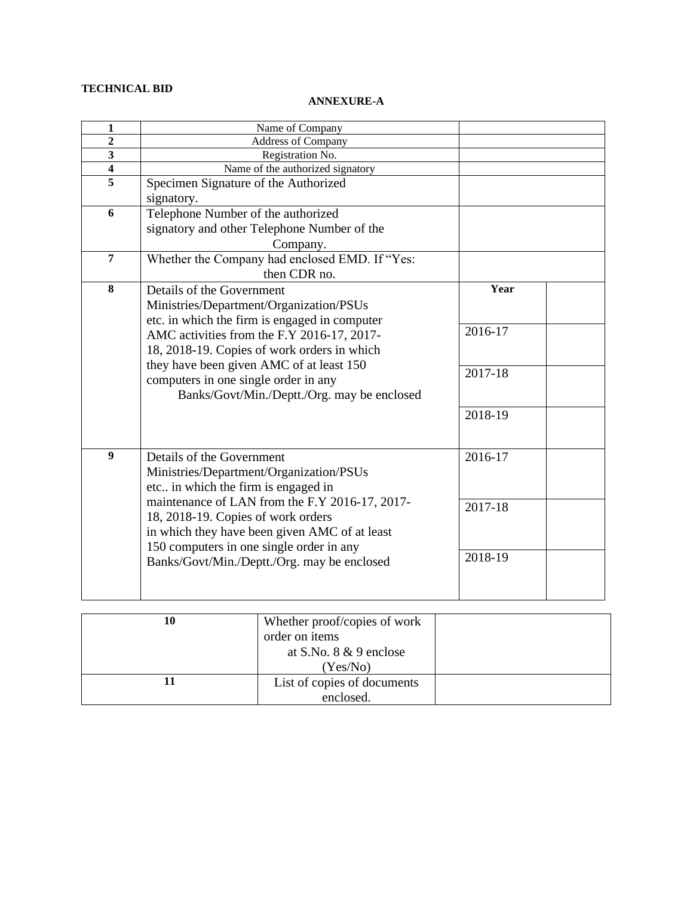**TECHNICAL BID**

**ANNEXURE-A**

| | | | |
|---|---|---|---|
| **1** | Name of Company | | |
| **2** | Address of Company | | |
| **3** | Registration No. | | |
| **4** | Name of the authorized signatory | | |
| **5** | Specimen Signature of the Authorized signatory. | | |
| **6** | Telephone Number of the authorized signatory and other Telephone Number of the Company. | | |
| **7** | Whether the Company had enclosed EMD. If "Yes: then CDR no. | | |
| **8** | Details of the Government Ministries/Department/Organization/PSUs etc. in which the firm is engaged in computer AMC activities from the F.Y 2016-17, 2017-18, 2018-19. Copies of work orders in which they have been given AMC of at least 150 computers in one single order in any Banks/Govt/Min./Deptt./Org. may be enclosed | **Year** | |
| | | 2016-17 | |
| | | 2017-18 | |
| | | 2018-19 | |
| **9** | Details of the Government Ministries/Department/Organization/PSUs etc.. in which the firm is engaged in maintenance of LAN from the F.Y 2016-17, 2017-18, 2018-19. Copies of work orders in which they have been given AMC of at least 150 computers in one single order in any Banks/Govt/Min./Deptt./Org. may be enclosed | 2016-17 | |
| | | 2017-18 | |
| | | 2018-19 | |

| | | |
|---|---|---|
| **10** | Whether proof/copies of work order on items at S.No. 8 & 9 enclose (Yes/No) | |
| **11** | List of copies of documents enclosed. | |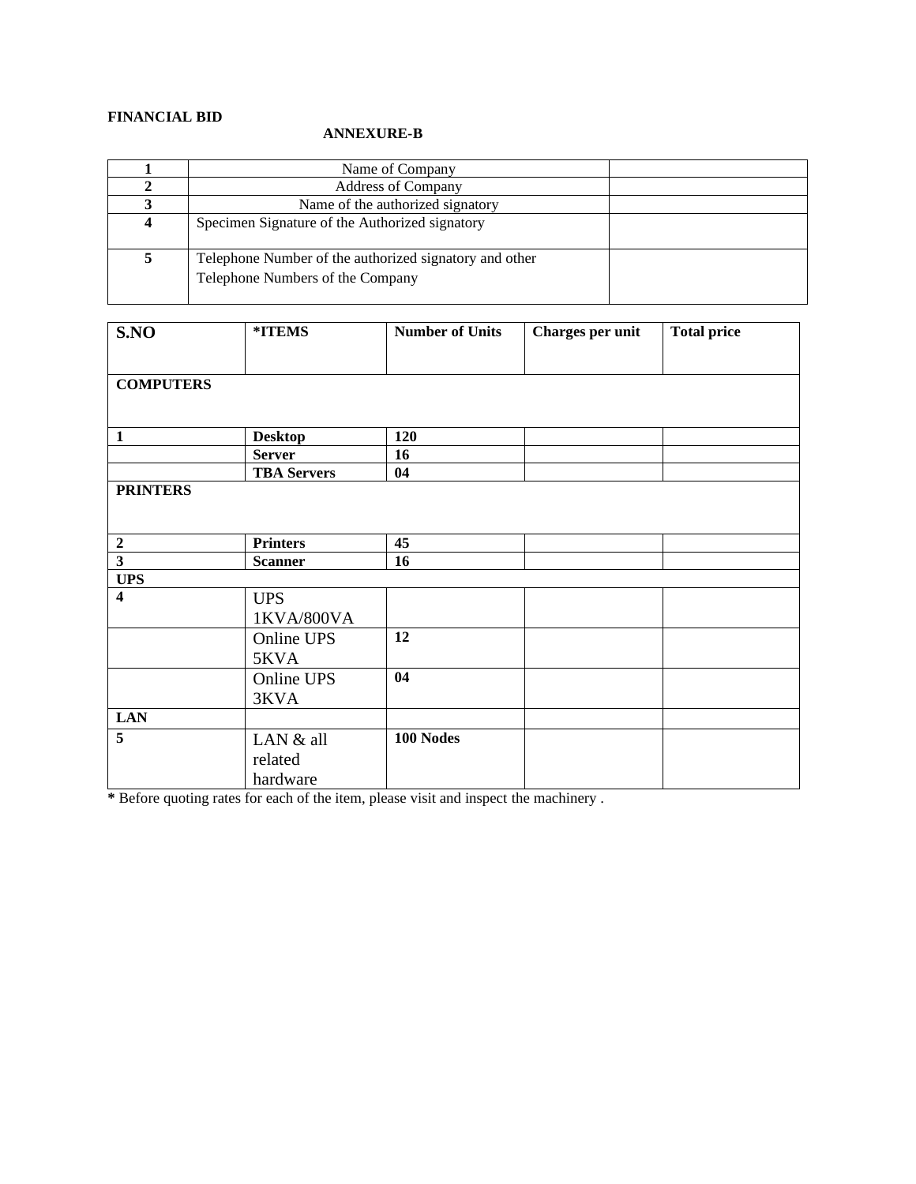**FINANCIAL BID**

**ANNEXURE-B**

| | | |
|---|---|---|
| **1** | Name of Company | |
| **2** | Address of Company | |
| **3** | Name of the authorized signatory | |
| **4** | Specimen Signature of the Authorized signatory | |
| **5** | Telephone Number of the authorized signatory and other Telephone Numbers of the Company | |

| **S.NO** | ***ITEMS** | **Number of Units** | **Charges per unit** | **Total price** |
|---|---|---|---|---|
| **COMPUTERS** | | | | |
| **1** | **Desktop** | **120** | | |
| | **Server** | **16** | | |
| | **TBA Servers** | **04** | | |
| **PRINTERS** | | | | |
| **2** | **Printers** | **45** | | |
| **3** | **Scanner** | **16** | | |
| **UPS** | | | | |
| **4** | UPS 1KVA/800VA | | | |
| | Online UPS 5KVA | **12** | | |
| | Online UPS 3KVA | **04** | | |
| **LAN** | | | | |
| **5** | LAN & all related hardware | **100 Nodes** | | |

**\*** Before quoting rates for each of the item, please visit and inspect the machinery .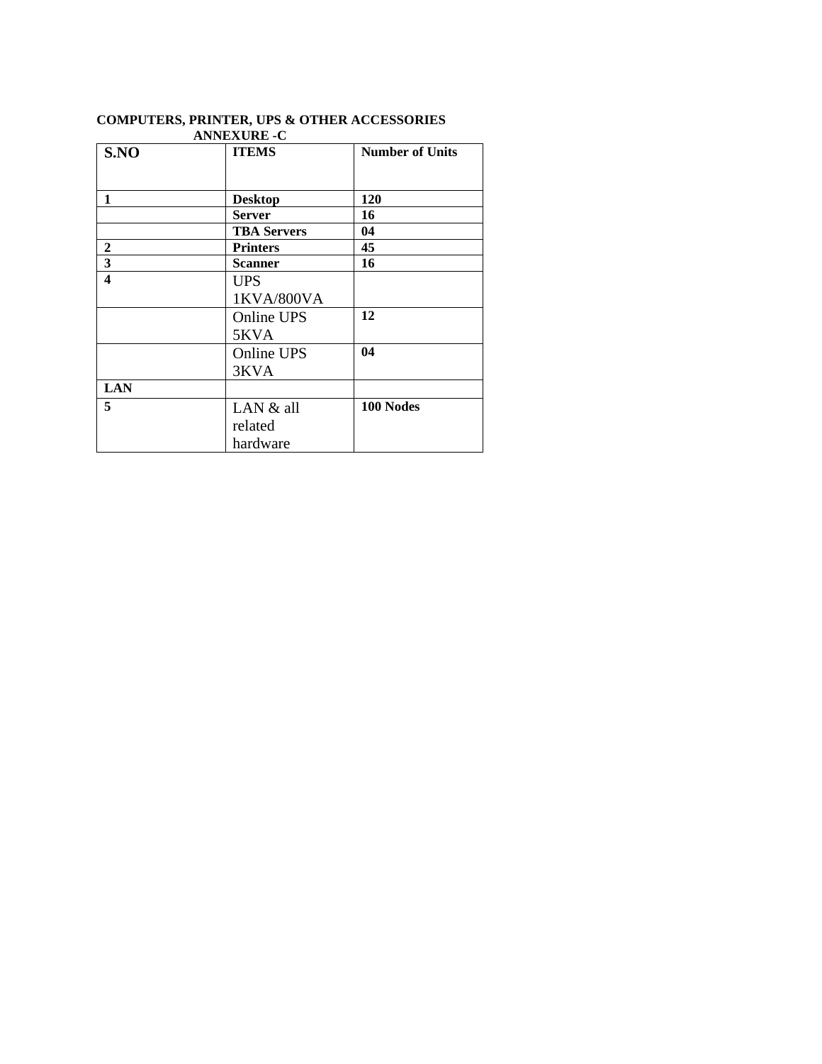**COMPUTERS, PRINTER, UPS & OTHER ACCESSORIES**

**ANNEXURE -C**

| S.NO | ITEMS | Number of Units |
|---|---|---|
| 1 | Desktop | 120 |
| | Server | 16 |
| | TBA Servers | 04 |
| 2 | Printers | 45 |
| 3 | Scanner | 16 |
| 4 | UPS 1KVA/800VA | |
| | Online UPS 5KVA | 12 |
| | Online UPS 3KVA | 04 |
| LAN | | |
| 5 | LAN & all related hardware | 100 Nodes |